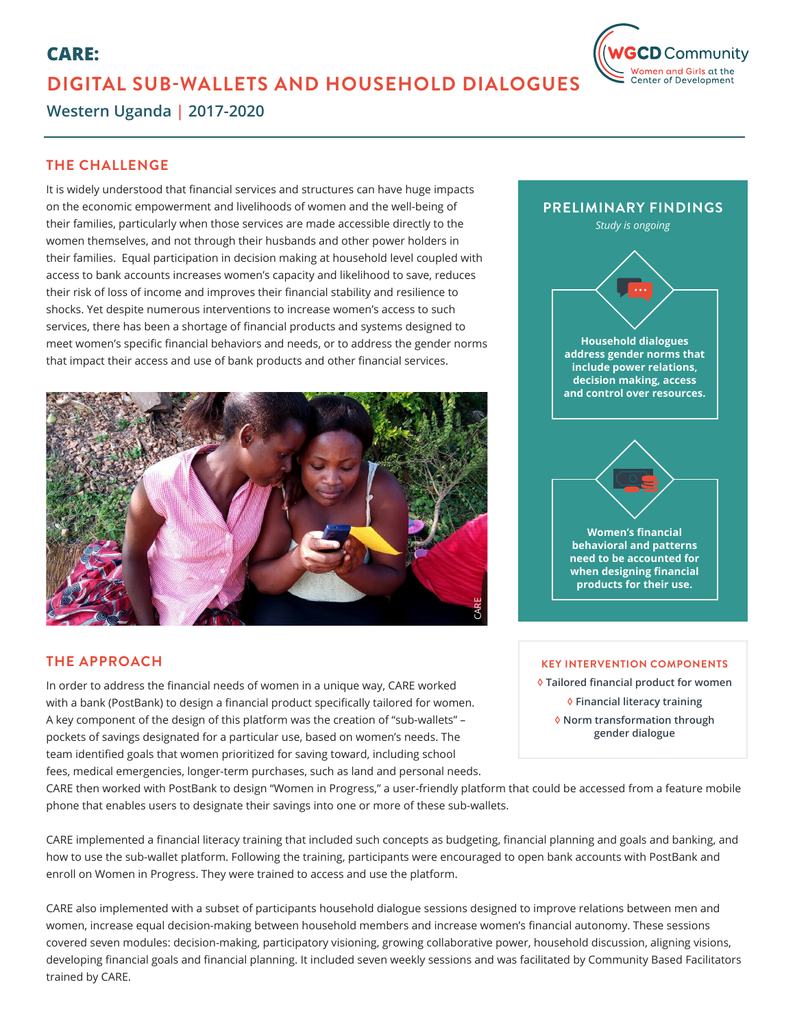# CARE:

## DIGITAL SUB-WALLETS AND HOUSEHOLD DIALOGUES

**Western Uganda | 2017-2020**

### THE CHALLENGE

It is widely understood that financial services and structures can have huge impacts on the economic empowerment and livelihoods of women and the well-being of their families, particularly when those services are made accessible directly to the women themselves, and not through their husbands and other power holders in their families. Equal participation in decision making at household level coupled with access to bank accounts increases women's capacity and likelihood to save, reduces their risk of loss of income and improves their financial stability and resilience to shocks. Yet despite numerous interventions to increase women's access to such services, there has been a shortage of financial products and systems designed to meet women's specific financial behaviors and needs, or to address the gender norms that impact their access and use of bank products and other financial services.

CARE

### PRELIMINARY FINDINGS

*Study is ongoing*

**Household dialogues address gender norms that include power relations, decision making, access and control over resources.**

**Women's financial behavioral and patterns need to be accounted for when designing financial products for their use.**

### THE APPROACH

In order to address the financial needs of women in a unique way, CARE worked with a bank (PostBank) to design a financial product specifically tailored for women. A key component of the design of this platform was the creation of "sub-wallets" – pockets of savings designated for a particular use, based on women's needs. The team identified goals that women prioritized for saving toward, including school fees, medical emergencies, longer-term purchases, such as land and personal needs. CARE then worked with PostBank to design "Women in Progress," a user-friendly platform that could be accessed from a feature mobile phone that enables users to designate their savings into one or more of these sub-wallets.

CARE implemented a financial literacy training that included such concepts as budgeting, financial planning and goals and banking, and how to use the sub-wallet platform. Following the training, participants were encouraged to open bank accounts with PostBank and enroll on Women in Progress. They were trained to access and use the platform.

CARE also implemented with a subset of participants household dialogue sessions designed to improve relations between men and women, increase equal decision-making between household members and increase women's financial autonomy. These sessions covered seven modules: decision-making, participatory visioning, growing collaborative power, household discussion, aligning visions, developing financial goals and financial planning. It included seven weekly sessions and was facilitated by Community Based Facilitators trained by CARE.

#### KEY INTERVENTION COMPONENTS

- ◊ Tailored financial product for women
- ◊ Financial literacy training
- ◊ Norm transformation through gender dialogue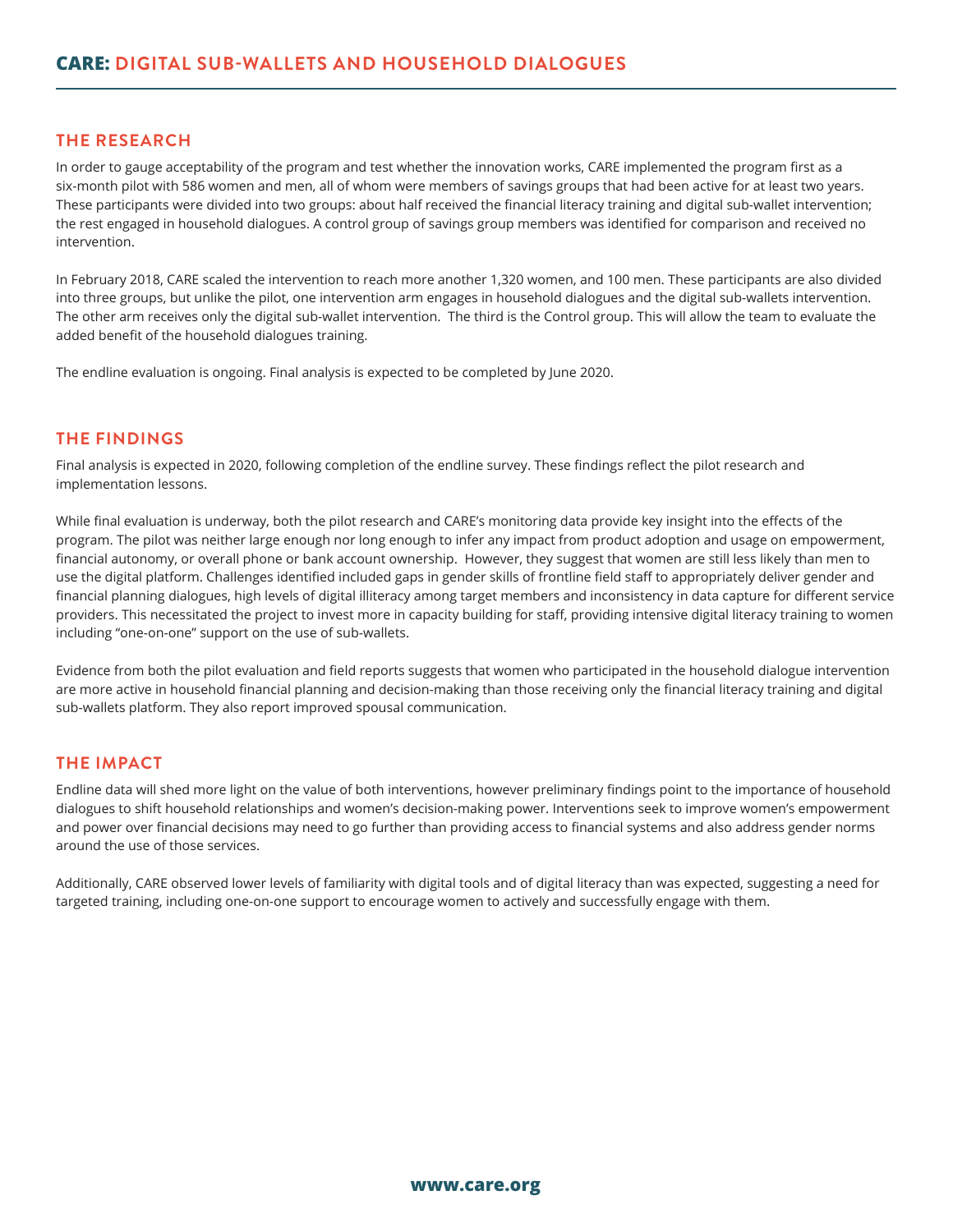# CARE: DIGITAL SUB-WALLETS AND HOUSEHOLD DIALOGUES

## THE RESEARCH

In order to gauge acceptability of the program and test whether the innovation works, CARE implemented the program first as a six-month pilot with 586 women and men, all of whom were members of savings groups that had been active for at least two years. These participants were divided into two groups: about half received the financial literacy training and digital sub-wallet intervention; the rest engaged in household dialogues. A control group of savings group members was identified for comparison and received no intervention.

In February 2018, CARE scaled the intervention to reach more another 1,320 women, and 100 men. These participants are also divided into three groups, but unlike the pilot, one intervention arm engages in household dialogues and the digital sub-wallets intervention. The other arm receives only the digital sub-wallet intervention. The third is the Control group. This will allow the team to evaluate the added benefit of the household dialogues training.

The endline evaluation is ongoing. Final analysis is expected to be completed by June 2020.

## THE FINDINGS

Final analysis is expected in 2020, following completion of the endline survey. These findings reflect the pilot research and implementation lessons.

While final evaluation is underway, both the pilot research and CARE's monitoring data provide key insight into the effects of the program. The pilot was neither large enough nor long enough to infer any impact from product adoption and usage on empowerment, financial autonomy, or overall phone or bank account ownership. However, they suggest that women are still less likely than men to use the digital platform. Challenges identified included gaps in gender skills of frontline field staff to appropriately deliver gender and financial planning dialogues, high levels of digital illiteracy among target members and inconsistency in data capture for different service providers. This necessitated the project to invest more in capacity building for staff, providing intensive digital literacy training to women including "one-on-one" support on the use of sub-wallets.

Evidence from both the pilot evaluation and field reports suggests that women who participated in the household dialogue intervention are more active in household financial planning and decision-making than those receiving only the financial literacy training and digital sub-wallets platform. They also report improved spousal communication.

## THE IMPACT

Endline data will shed more light on the value of both interventions, however preliminary findings point to the importance of household dialogues to shift household relationships and women's decision-making power. Interventions seek to improve women's empowerment and power over financial decisions may need to go further than providing access to financial systems and also address gender norms around the use of those services.

Additionally, CARE observed lower levels of familiarity with digital tools and of digital literacy than was expected, suggesting a need for targeted training, including one-on-one support to encourage women to actively and successfully engage with them.

**www.care.org**